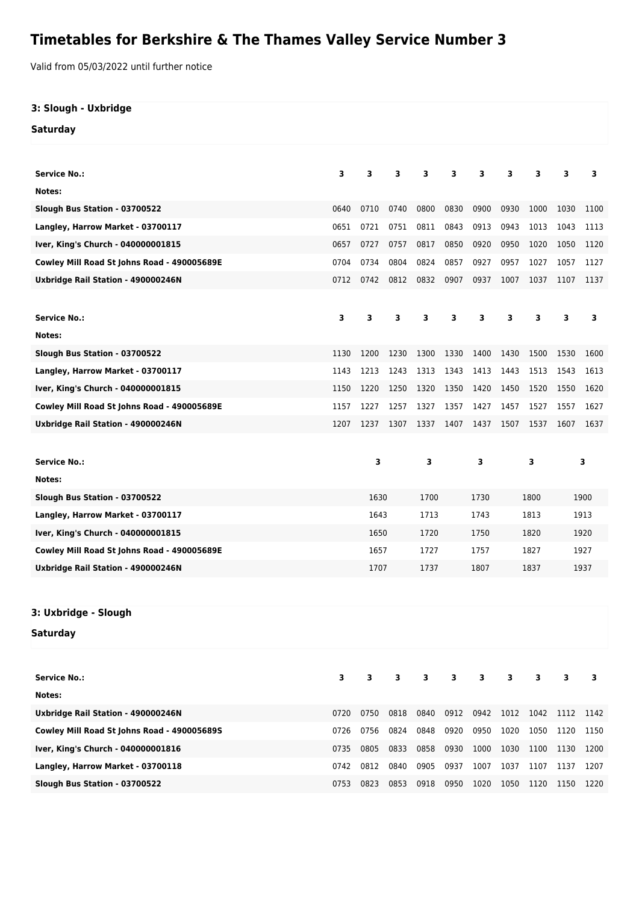# Timetables for Berkshire & The Thames Valley Service Number 3

Valid from 05/03/2022 until further notice

### 3: Slough - Uxbridge

**Saturday**

| Service No.: | 3 | 3 | 3 | 3 | 3 | 3 | 3 | 3 | 3 | 3 |
|---|---|---|---|---|---|---|---|---|---|---|
| Notes: | | | | | | | | | | |
| Slough Bus Station - 03700522 | 0640 | 0710 | 0740 | 0800 | 0830 | 0900 | 0930 | 1000 | 1030 | 1100 |
| Langley, Harrow Market - 03700117 | 0651 | 0721 | 0751 | 0811 | 0843 | 0913 | 0943 | 1013 | 1043 | 1113 |
| Iver, King's Church - 040000001815 | 0657 | 0727 | 0757 | 0817 | 0850 | 0920 | 0950 | 1020 | 1050 | 1120 |
| Cowley Mill Road St Johns Road - 490005689E | 0704 | 0734 | 0804 | 0824 | 0857 | 0927 | 0957 | 1027 | 1057 | 1127 |
| Uxbridge Rail Station - 490000246N | 0712 | 0742 | 0812 | 0832 | 0907 | 0937 | 1007 | 1037 | 1107 | 1137 |

| Service No.: | 3 | 3 | 3 | 3 | 3 | 3 | 3 | 3 | 3 | 3 |
|---|---|---|---|---|---|---|---|---|---|---|
| Notes: | | | | | | | | | | |
| Slough Bus Station - 03700522 | 1130 | 1200 | 1230 | 1300 | 1330 | 1400 | 1430 | 1500 | 1530 | 1600 |
| Langley, Harrow Market - 03700117 | 1143 | 1213 | 1243 | 1313 | 1343 | 1413 | 1443 | 1513 | 1543 | 1613 |
| Iver, King's Church - 040000001815 | 1150 | 1220 | 1250 | 1320 | 1350 | 1420 | 1450 | 1520 | 1550 | 1620 |
| Cowley Mill Road St Johns Road - 490005689E | 1157 | 1227 | 1257 | 1327 | 1357 | 1427 | 1457 | 1527 | 1557 | 1627 |
| Uxbridge Rail Station - 490000246N | 1207 | 1237 | 1307 | 1337 | 1407 | 1437 | 1507 | 1537 | 1607 | 1637 |

| Service No.: | 3 | 3 | 3 | 3 | 3 |
|---|---|---|---|---|---|
| Notes: | | | | | |
| Slough Bus Station - 03700522 | 1630 | 1700 | 1730 | 1800 | 1900 |
| Langley, Harrow Market - 03700117 | 1643 | 1713 | 1743 | 1813 | 1913 |
| Iver, King's Church - 040000001815 | 1650 | 1720 | 1750 | 1820 | 1920 |
| Cowley Mill Road St Johns Road - 490005689E | 1657 | 1727 | 1757 | 1827 | 1927 |
| Uxbridge Rail Station - 490000246N | 1707 | 1737 | 1807 | 1837 | 1937 |

### 3: Uxbridge - Slough

**Saturday**

| Service No.: | 3 | 3 | 3 | 3 | 3 | 3 | 3 | 3 | 3 | 3 |
|---|---|---|---|---|---|---|---|---|---|---|
| Notes: | | | | | | | | | | |
| Uxbridge Rail Station - 490000246N | 0720 | 0750 | 0818 | 0840 | 0912 | 0942 | 1012 | 1042 | 1112 | 1142 |
| Cowley Mill Road St Johns Road - 490005689S | 0726 | 0756 | 0824 | 0848 | 0920 | 0950 | 1020 | 1050 | 1120 | 1150 |
| Iver, King's Church - 040000001816 | 0735 | 0805 | 0833 | 0858 | 0930 | 1000 | 1030 | 1100 | 1130 | 1200 |
| Langley, Harrow Market - 03700118 | 0742 | 0812 | 0840 | 0905 | 0937 | 1007 | 1037 | 1107 | 1137 | 1207 |
| Slough Bus Station - 03700522 | 0753 | 0823 | 0853 | 0918 | 0950 | 1020 | 1050 | 1120 | 1150 | 1220 |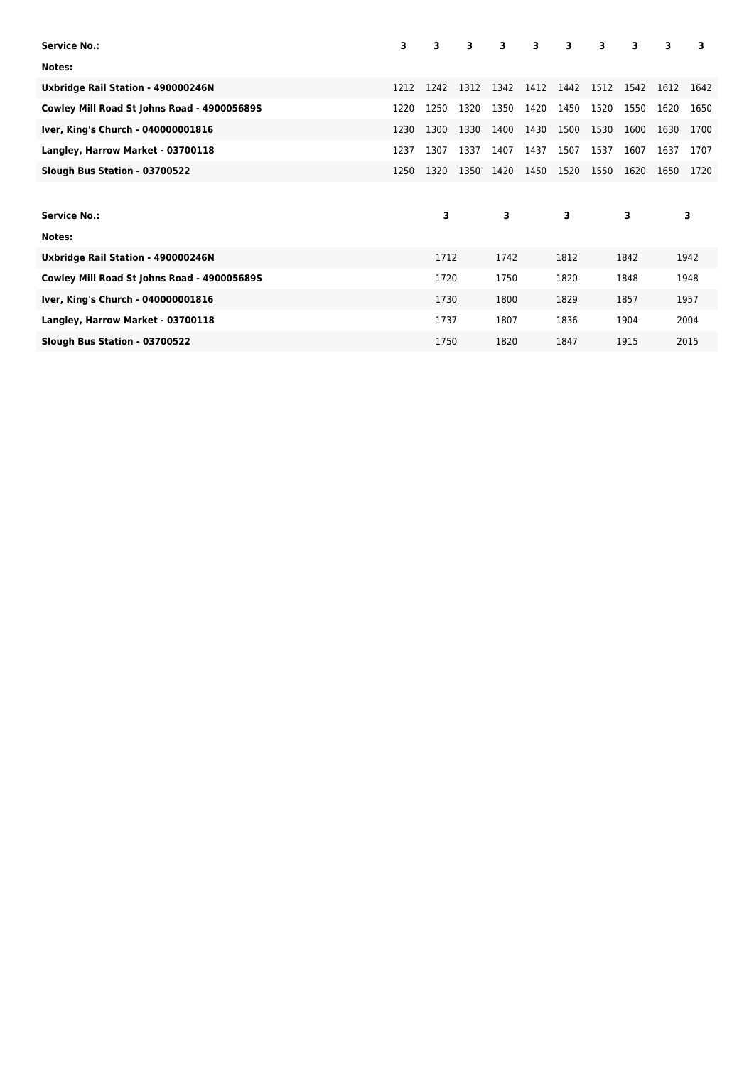| Service No.: | 3 | 3 | 3 | 3 | 3 | 3 | 3 | 3 | 3 | 3 |
|---|---|---|---|---|---|---|---|---|---|---|
| Notes: | | | | | | | | | | |
| Uxbridge Rail Station - 490000246N | 1212 | 1242 | 1312 | 1342 | 1412 | 1442 | 1512 | 1542 | 1612 | 1642 |
| Cowley Mill Road St Johns Road - 490005689S | 1220 | 1250 | 1320 | 1350 | 1420 | 1450 | 1520 | 1550 | 1620 | 1650 |
| Iver, King's Church - 040000001816 | 1230 | 1300 | 1330 | 1400 | 1430 | 1500 | 1530 | 1600 | 1630 | 1700 |
| Langley, Harrow Market - 03700118 | 1237 | 1307 | 1337 | 1407 | 1437 | 1507 | 1537 | 1607 | 1637 | 1707 |
| Slough Bus Station - 03700522 | 1250 | 1320 | 1350 | 1420 | 1450 | 1520 | 1550 | 1620 | 1650 | 1720 |

| Service No.: | 3 | 3 | 3 | 3 | 3 |
|---|---|---|---|---|---|
| Notes: | | | | | |
| Uxbridge Rail Station - 490000246N | 1712 | 1742 | 1812 | 1842 | 1942 |
| Cowley Mill Road St Johns Road - 490005689S | 1720 | 1750 | 1820 | 1848 | 1948 |
| Iver, King's Church - 040000001816 | 1730 | 1800 | 1829 | 1857 | 1957 |
| Langley, Harrow Market - 03700118 | 1737 | 1807 | 1836 | 1904 | 2004 |
| Slough Bus Station - 03700522 | 1750 | 1820 | 1847 | 1915 | 2015 |